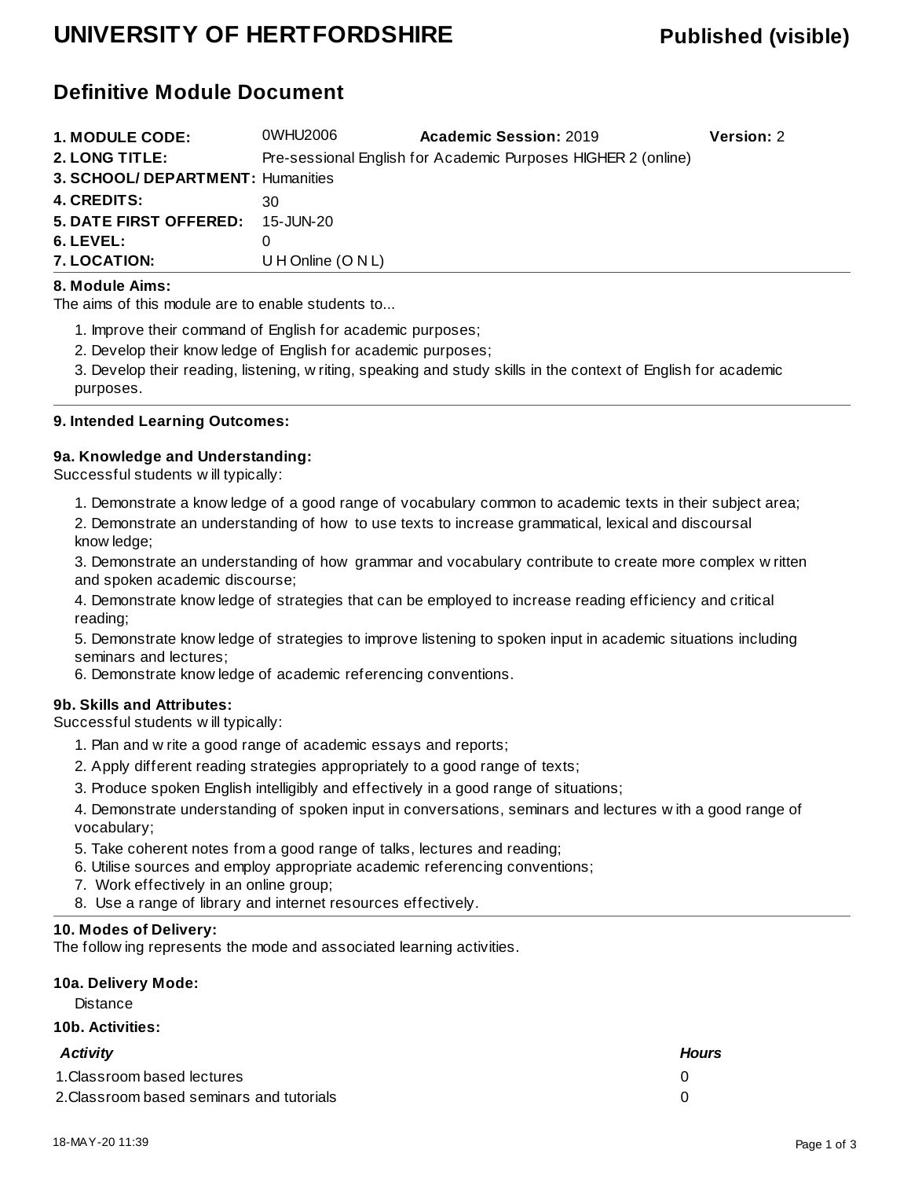# UNIVERSITY OF HERTFORDSHIRE

**Published (visible)**

## Definitive Module Document

| | | | |
|---|---|---|---|
| **1. MODULE CODE:** | 0WHU2006 | **Academic Session:** 2019 | **Version:** 2 |
| **2. LONG TITLE:** | Pre-sessional English for Academic Purposes HIGHER 2 (online) | | |
| **3. SCHOOL/ DEPARTMENT:** | Humanities | | |
| **4. CREDITS:** | 30 | | |
| **5. DATE FIRST OFFERED:** | 15-JUN-20 | | |
| **6. LEVEL:** | 0 | | |
| **7. LOCATION:** | U H Online (O N L) | | |

### 8. Module Aims:

The aims of this module are to enable students to...

1. Improve their command of English for academic purposes;
2. Develop their knowledge of English for academic purposes;
3. Develop their reading, listening, writing, speaking and study skills in the context of English for academic purposes.

### 9. Intended Learning Outcomes:

#### 9a. Knowledge and Understanding:

Successful students will typically:

1. Demonstrate a knowledge of a good range of vocabulary common to academic texts in their subject area;
2. Demonstrate an understanding of how to use texts to increase grammatical, lexical and discoursal knowledge;
3. Demonstrate an understanding of how grammar and vocabulary contribute to create more complex written and spoken academic discourse;
4. Demonstrate knowledge of strategies that can be employed to increase reading efficiency and critical reading;
5. Demonstrate knowledge of strategies to improve listening to spoken input in academic situations including seminars and lectures;
6. Demonstrate knowledge of academic referencing conventions.

#### 9b. Skills and Attributes:

Successful students will typically:

1. Plan and write a good range of academic essays and reports;
2. Apply different reading strategies appropriately to a good range of texts;
3. Produce spoken English intelligibly and effectively in a good range of situations;
4. Demonstrate understanding of spoken input in conversations, seminars and lectures with a good range of vocabulary;
5. Take coherent notes from a good range of talks, lectures and reading;
6. Utilise sources and employ appropriate academic referencing conventions;
7. Work effectively in an online group;
8. Use a range of library and internet resources effectively.

### 10. Modes of Delivery:

The following represents the mode and associated learning activities.

#### 10a. Delivery Mode:

Distance

#### 10b. Activities:

| *Activity* | *Hours* |
|---|---|
| 1.Classroom based lectures | 0 |
| 2.Classroom based seminars and tutorials | 0 |

18-MAY-20 11:39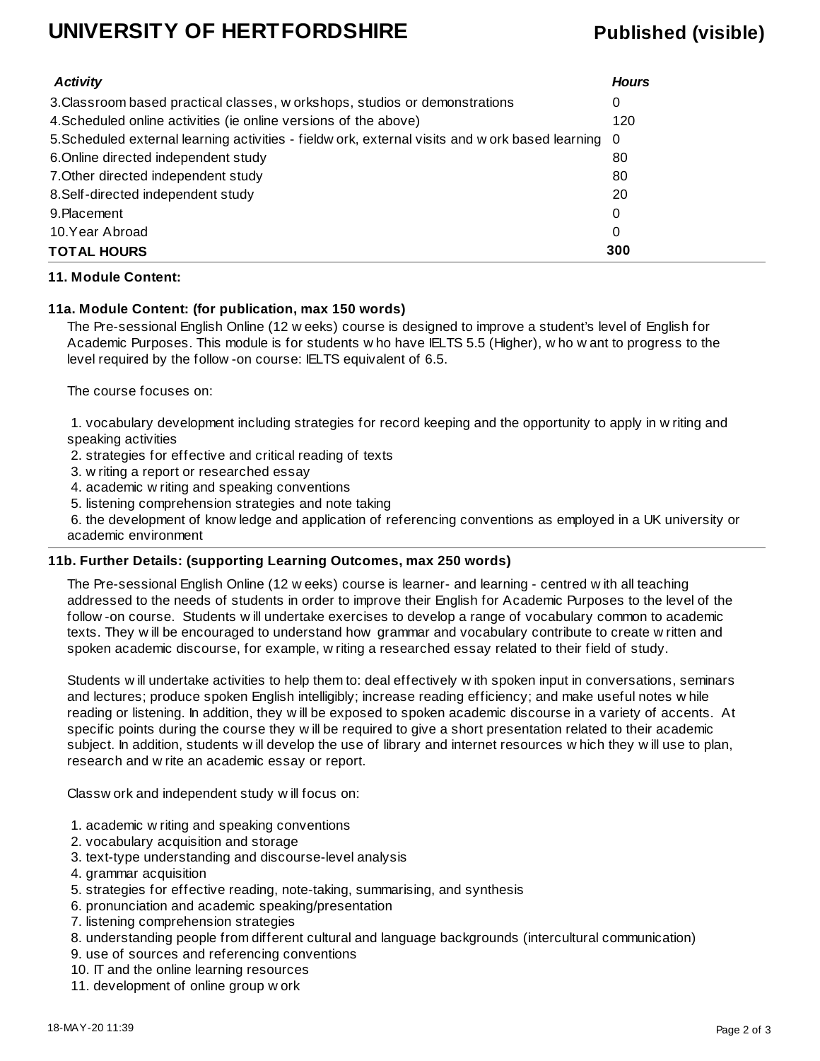| *Activity* | *Hours* |
|---|---|
| 3.Classroom based practical classes, workshops, studios or demonstrations | 0 |
| 4.Scheduled online activities (ie online versions of the above) | 120 |
| 5.Scheduled external learning activities - fieldwork, external visits and work based learning | 0 |
| 6.Online directed independent study | 80 |
| 7.Other directed independent study | 80 |
| 8.Self-directed independent study | 20 |
| 9.Placement | 0 |
| 10.Year Abroad | 0 |
| **TOTAL HOURS** | **300** |

**11. Module Content:**

**11a. Module Content: (for publication, max 150 words)**

The Pre-sessional English Online (12 weeks) course is designed to improve a student's level of English for Academic Purposes. This module is for students who have IELTS 5.5 (Higher), who want to progress to the level required by the follow-on course: IELTS equivalent of 6.5.

The course focuses on:

1. vocabulary development including strategies for record keeping and the opportunity to apply in writing and speaking activities
2. strategies for effective and critical reading of texts
3. writing a report or researched essay
4. academic writing and speaking conventions
5. listening comprehension strategies and note taking
6. the development of knowledge and application of referencing conventions as employed in a UK university or academic environment

**11b. Further Details: (supporting Learning Outcomes, max 250 words)**

The Pre-sessional English Online (12 weeks) course is learner- and learning - centred with all teaching addressed to the needs of students in order to improve their English for Academic Purposes to the level of the follow-on course. Students will undertake exercises to develop a range of vocabulary common to academic texts. They will be encouraged to understand how grammar and vocabulary contribute to create written and spoken academic discourse, for example, writing a researched essay related to their field of study.

Students will undertake activities to help them to: deal effectively with spoken input in conversations, seminars and lectures; produce spoken English intelligibly; increase reading efficiency; and make useful notes while reading or listening. In addition, they will be exposed to spoken academic discourse in a variety of accents. At specific points during the course they will be required to give a short presentation related to their academic subject. In addition, students will develop the use of library and internet resources which they will use to plan, research and write an academic essay or report.

Classwork and independent study will focus on:

1. academic writing and speaking conventions
2. vocabulary acquisition and storage
3. text-type understanding and discourse-level analysis
4. grammar acquisition
5. strategies for effective reading, note-taking, summarising, and synthesis
6. pronunciation and academic speaking/presentation
7. listening comprehension strategies
8. understanding people from different cultural and language backgrounds (intercultural communication)
9. use of sources and referencing conventions
10. IT and the online learning resources
11. development of online group work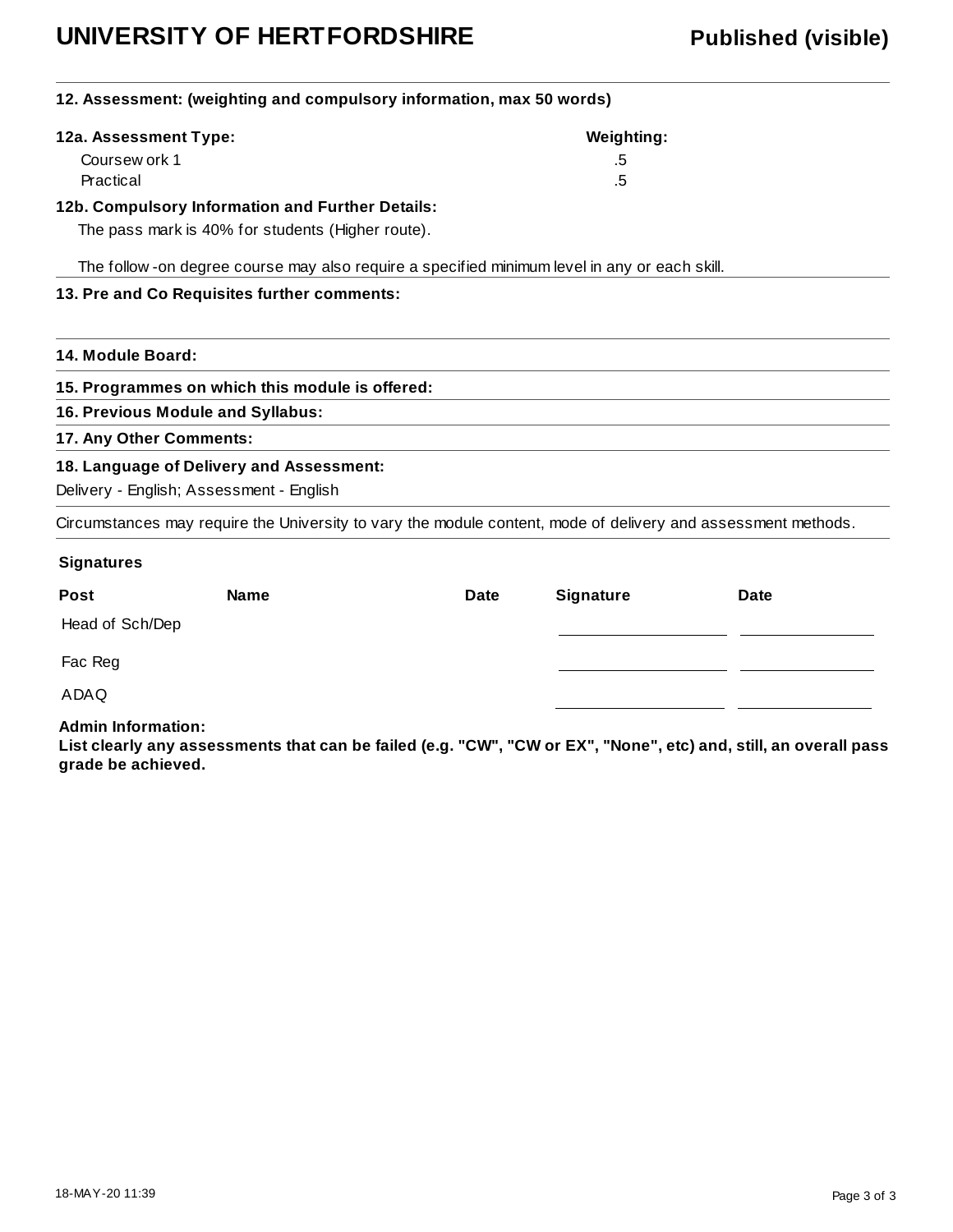**12. Assessment: (weighting and compulsory information, max 50 words)**

| 12a. Assessment Type: | Weighting: |
|---|---|
| Coursework 1 | .5 |
| Practical | .5 |

**12b. Compulsory Information and Further Details:**

The pass mark is 40% for students (Higher route).

The follow-on degree course may also require a specified minimum level in any or each skill.

**13. Pre and Co Requisites further comments:**

**14. Module Board:**

**15. Programmes on which this module is offered:**

**16. Previous Module and Syllabus:**

**17. Any Other Comments:**

**18. Language of Delivery and Assessment:**

Delivery - English; Assessment - English

Circumstances may require the University to vary the module content, mode of delivery and assessment methods.

**Signatures**

| Post | Name | Date | Signature | Date |
|---|---|---|---|---|
| Head of Sch/Dep | | | | |
| Fac Reg | | | | |
| ADAQ | | | | |

**Admin Information:**

**List clearly any assessments that can be failed (e.g. "CW", "CW or EX", "None", etc) and, still, an overall pass grade be achieved.**

18-MAY-20 11:39